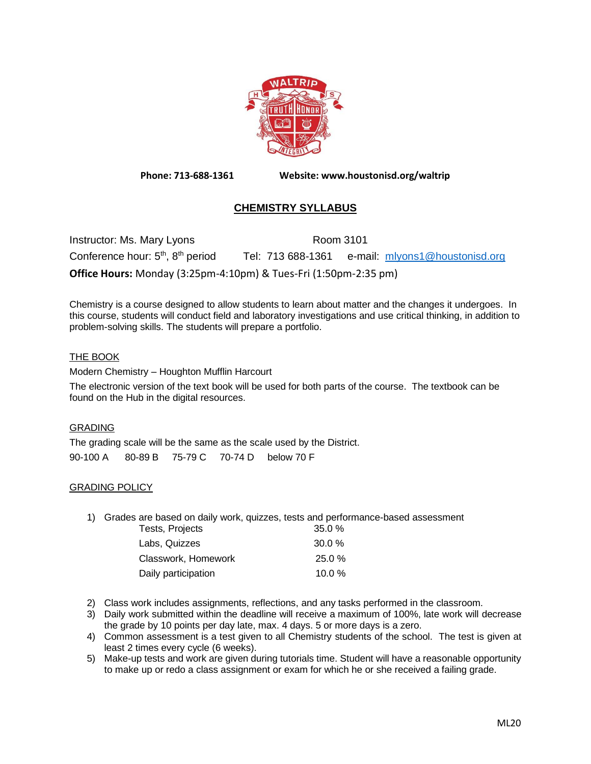Phone: 713-688-1361 Website: www.houstonisd.org/waltrip

# CHEMISTRY SYLLABUS

Instructor: Ms. Mary Lyons Room 3101

Conference hour: 5th, 8th period Tel: 713 688-1361 e-mail: mlyons1@houstonisd.org

**Office Hours:** Monday (3:25pm-4:10pm) & Tues-Fri (1:50pm-2:35 pm)

Chemistry is a course designed to allow students to learn about matter and the changes it undergoes. In this course, students will conduct field and laboratory investigations and use critical thinking, in addition to problem-solving skills. The students will prepare a portfolio.

## THE BOOK

Modern Chemistry – Houghton Mufflin Harcourt

The electronic version of the text book will be used for both parts of the course. The textbook can be found on the Hub in the digital resources.

## GRADING

The grading scale will be the same as the scale used by the District.

90-100 A 80-89 B 75-79 C 70-74 D below 70 F

## GRADING POLICY

1) Grades are based on daily work, quizzes, tests and performance-based assessment

| | |
|---|---|
| Tests, Projects | 35.0 % |
| Labs, Quizzes | 30.0 % |
| Classwork, Homework | 25.0 % |
| Daily participation | 10.0 % |

2) Class work includes assignments, reflections, and any tasks performed in the classroom.
3) Daily work submitted within the deadline will receive a maximum of 100%, late work will decrease the grade by 10 points per day late, max. 4 days. 5 or more days is a zero.
4) Common assessment is a test given to all Chemistry students of the school. The test is given at least 2 times every cycle (6 weeks).
5) Make-up tests and work are given during tutorials time. Student will have a reasonable opportunity to make up or redo a class assignment or exam for which he or she received a failing grade.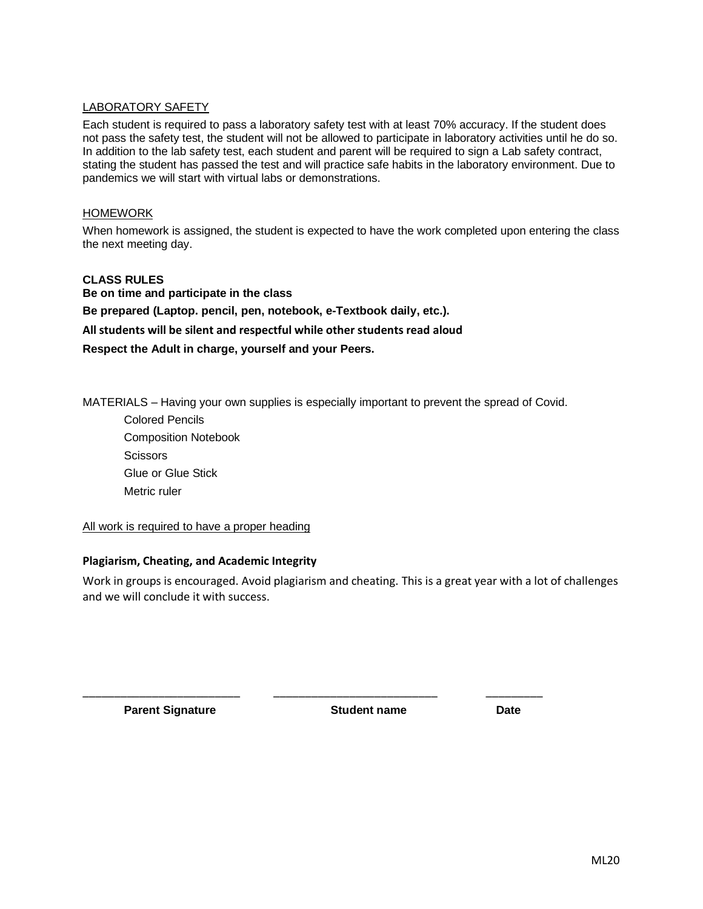<u>LABORATORY SAFETY</u>

Each student is required to pass a laboratory safety test with at least 70% accuracy. If the student does not pass the safety test, the student will not be allowed to participate in laboratory activities until he do so. In addition to the lab safety test, each student and parent will be required to sign a Lab safety contract, stating the student has passed the test and will practice safe habits in the laboratory environment. Due to pandemics we will start with virtual labs or demonstrations.

<u>HOMEWORK</u>

When homework is assigned, the student is expected to have the work completed upon entering the class the next meeting day.

**CLASS RULES**

**Be on time and participate in the class**

**Be prepared (Laptop. pencil, pen, notebook, e-Textbook daily, etc.).**

**All students will be silent and respectful while other students read aloud**

**Respect the Adult in charge, yourself and your Peers.**

MATERIALS – Having your own supplies is especially important to prevent the spread of Covid.

- Colored Pencils
- Composition Notebook
- Scissors
- Glue or Glue Stick
- Metric ruler

<u>All work is required to have a proper heading</u>

**Plagiarism, Cheating, and Academic Integrity**

Work in groups is encouraged. Avoid plagiarism and cheating. This is a great year with a lot of challenges and we will conclude it with success.

| ________________________ | ________________________ | _________ |
|---|---|---|
| **Parent Signature** | **Student name** | **Date** |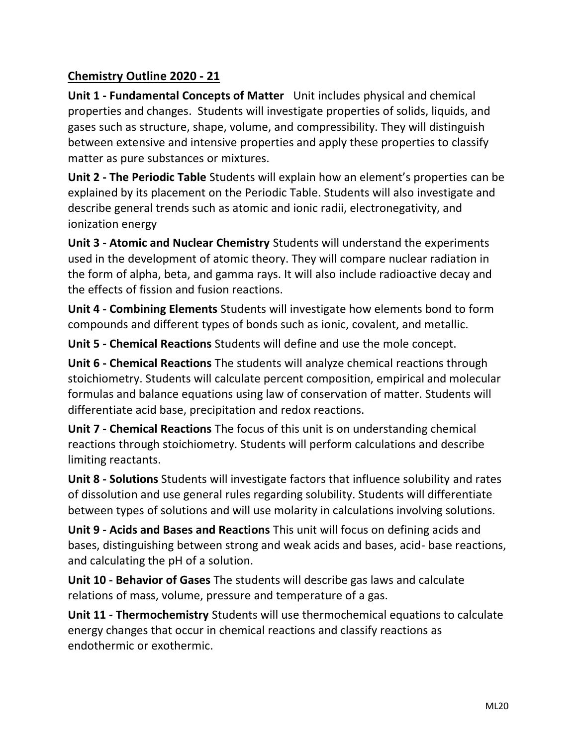## Chemistry Outline 2020 - 21

**Unit 1 - Fundamental Concepts of Matter** Unit includes physical and chemical properties and changes. Students will investigate properties of solids, liquids, and gases such as structure, shape, volume, and compressibility. They will distinguish between extensive and intensive properties and apply these properties to classify matter as pure substances or mixtures.

**Unit 2 - The Periodic Table** Students will explain how an element's properties can be explained by its placement on the Periodic Table. Students will also investigate and describe general trends such as atomic and ionic radii, electronegativity, and ionization energy

**Unit 3 - Atomic and Nuclear Chemistry** Students will understand the experiments used in the development of atomic theory. They will compare nuclear radiation in the form of alpha, beta, and gamma rays. It will also include radioactive decay and the effects of fission and fusion reactions.

**Unit 4 - Combining Elements** Students will investigate how elements bond to form compounds and different types of bonds such as ionic, covalent, and metallic.

**Unit 5 - Chemical Reactions** Students will define and use the mole concept.

**Unit 6 - Chemical Reactions** The students will analyze chemical reactions through stoichiometry. Students will calculate percent composition, empirical and molecular formulas and balance equations using law of conservation of matter. Students will differentiate acid base, precipitation and redox reactions.

**Unit 7 - Chemical Reactions** The focus of this unit is on understanding chemical reactions through stoichiometry. Students will perform calculations and describe limiting reactants.

**Unit 8 - Solutions** Students will investigate factors that influence solubility and rates of dissolution and use general rules regarding solubility. Students will differentiate between types of solutions and will use molarity in calculations involving solutions.

**Unit 9 - Acids and Bases and Reactions** This unit will focus on defining acids and bases, distinguishing between strong and weak acids and bases, acid- base reactions, and calculating the pH of a solution.

**Unit 10 - Behavior of Gases** The students will describe gas laws and calculate relations of mass, volume, pressure and temperature of a gas.

**Unit 11 - Thermochemistry** Students will use thermochemical equations to calculate energy changes that occur in chemical reactions and classify reactions as endothermic or exothermic.

ML20